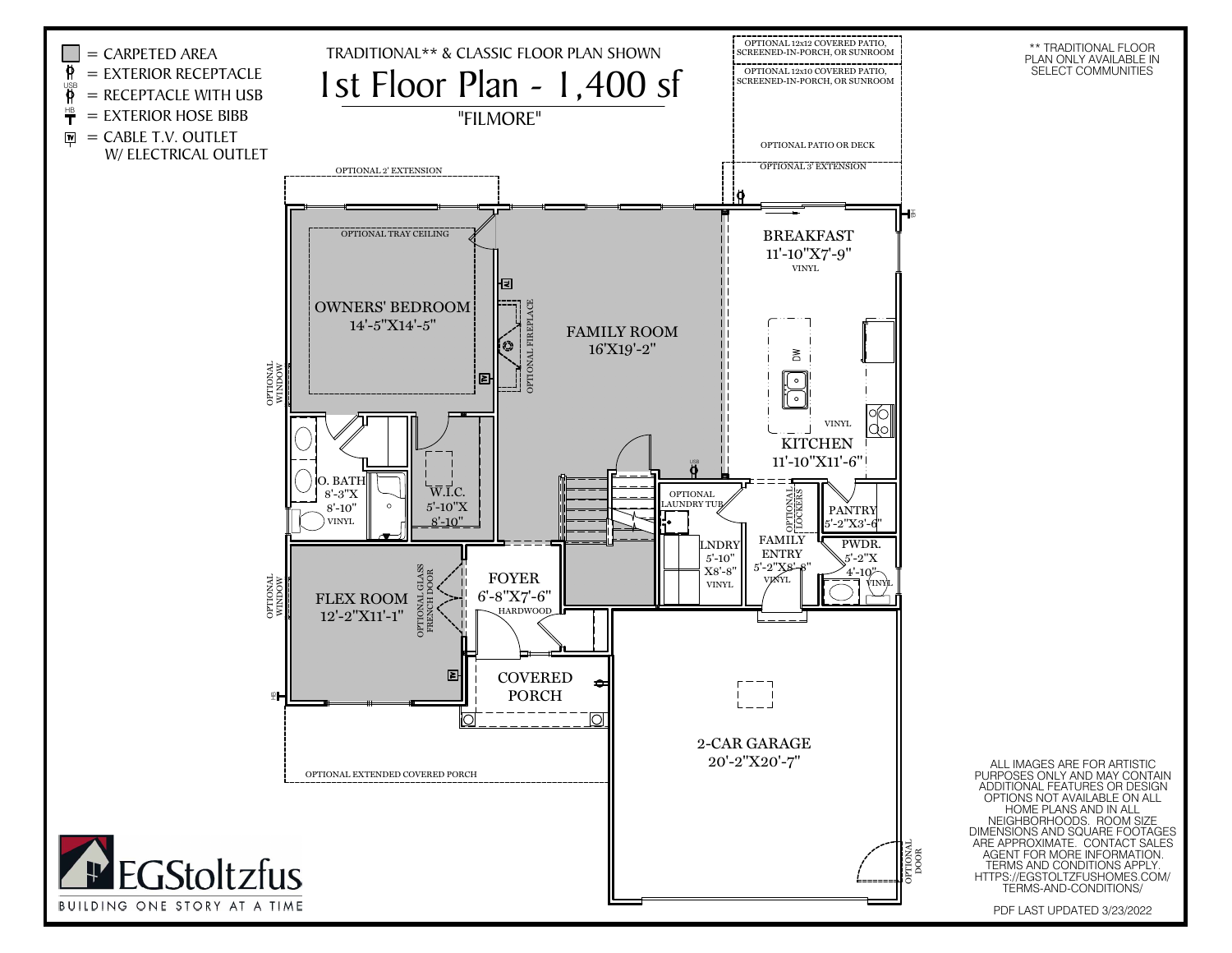TRADITIONAL** & CLASSIC FLOOR PLAN SHOWN

# 1st Floor Plan - 1,400 sf

"FILMORE"

** TRADITIONAL FLOOR PLAN ONLY AVAILABLE IN SELECT COMMUNITIES

- = CARPETED AREA
- = EXTERIOR RECEPTACLE
- USB = RECEPTACLE WITH USB
- HB = EXTERIOR HOSE BIBB
- TV = CABLE T.V. OUTLET W/ ELECTRICAL OUTLET

OPTIONAL 12x12 COVERED PATIO, SCREENED-IN-PORCH, OR SUNROOM

OPTIONAL 12x10 COVERED PATIO, SCREENED-IN-PORCH, OR SUNROOM

OPTIONAL PATIO OR DECK

OPTIONAL 3' EXTENSION

OPTIONAL 2' EXTENSION

OPTIONAL TRAY CEILING

OWNERS' BEDROOM 14'-5"X14'-5"

OPTIONAL WINDOW

OPTIONAL FIREPLACE

FAMILY ROOM 16'X19'-2"

BREAKFAST 11'-10"X7'-9" VINYL

DW

VINYL

KITCHEN 11'-10"X11'-6"

USB

O. BATH 8'-3"X 8'-10" VINYL

W.I.C. 5'-10"X 8'-10"

OPTIONAL LAUNDRY TUB

LNDRY 5'-10" X8'-8" VINYL

OPTIONAL LOCKERS

FAMILY ENTRY 5'-2"X8'-8" VINYL

PANTRY 5'-2"X3'-6"

PWDR. 5'-2"X 4'-10" VINYL

OPTIONAL WINDOW

FLEX ROOM 12'-2"X11'-1"

OPTIONAL GLASS FRENCH DOOR

FOYER 6'-8"X7'-6" HARDWOOD

COVERED PORCH

OPTIONAL EXTENDED COVERED PORCH

2-CAR GARAGE 20'-2"X20'-7"

OPTIONAL DOOR

ALL IMAGES ARE FOR ARTISTIC PURPOSES ONLY AND MAY CONTAIN ADDITIONAL FEATURES OR DESIGN OPTIONS NOT AVAILABLE ON ALL HOME PLANS AND IN ALL NEIGHBORHOODS. ROOM SIZE DIMENSIONS AND SQUARE FOOTAGES ARE APPROXIMATE. CONTACT SALES AGENT FOR MORE INFORMATION. TERMS AND CONDITIONS APPLY. HTTPS://EGSTOLTZFUSHOMES.COM/TERMS-AND-CONDITIONS/

PDF LAST UPDATED 3/23/2022

EGStoltzfus

BUILDING ONE STORY AT A TIME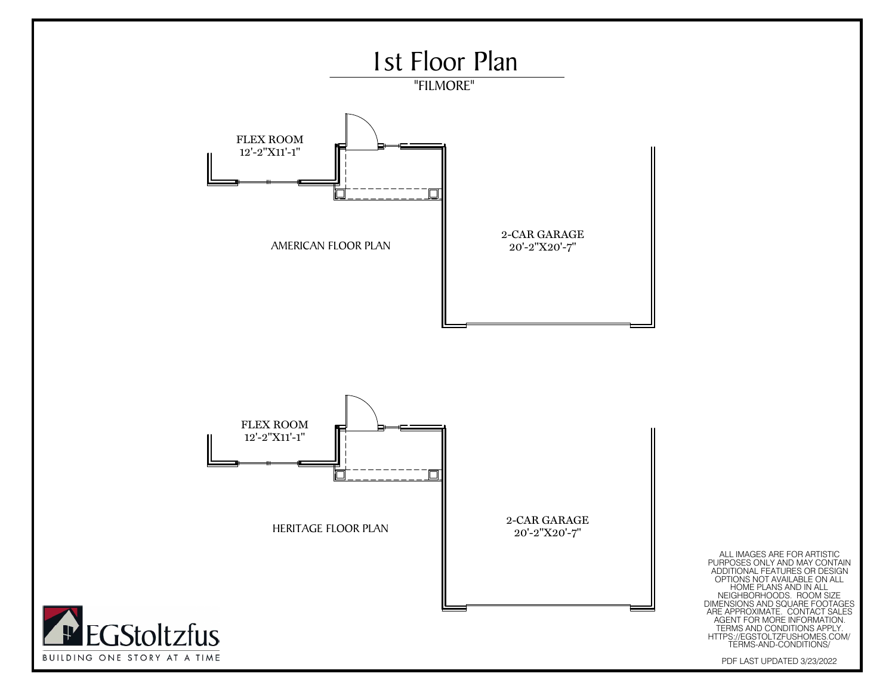# 1st Floor Plan

"FILMORE"

FLEX ROOM
12'-2"X11'-1"

AMERICAN FLOOR PLAN

2-CAR GARAGE
20'-2"X20'-7"

FLEX ROOM
12'-2"X11'-1"

HERITAGE FLOOR PLAN

2-CAR GARAGE
20'-2"X20'-7"

EGStoltzfus
BUILDING ONE STORY AT A TIME

ALL IMAGES ARE FOR ARTISTIC PURPOSES ONLY AND MAY CONTAIN ADDITIONAL FEATURES OR DESIGN OPTIONS NOT AVAILABLE ON ALL HOME PLANS AND IN ALL NEIGHBORHOODS. ROOM SIZE DIMENSIONS AND SQUARE FOOTAGES ARE APPROXIMATE. CONTACT SALES AGENT FOR MORE INFORMATION. TERMS AND CONDITIONS APPLY. HTTPS://EGSTOLTZFUSHOMES.COM/TERMS-AND-CONDITIONS/

PDF LAST UPDATED 3/23/2022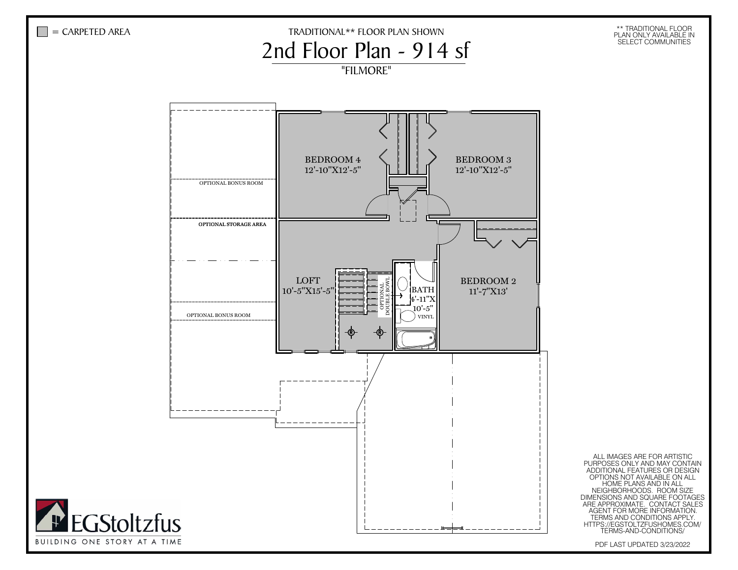■ = CARPETED AREA

TRADITIONAL** FLOOR PLAN SHOWN

# 2nd Floor Plan - 914 sf

"FILMORE"

** TRADITIONAL FLOOR PLAN ONLY AVAILABLE IN SELECT COMMUNITIES

BEDROOM 4
12'-10"X12'-5"

BEDROOM 3
12'-10"X12'-5"

OPTIONAL BONUS ROOM

OPTIONAL STORAGE AREA

LOFT
10'-5"X15'-5"

OPTIONAL DOUBLE BOWL

BATH
4'-11"X 10'-5"
VINYL

BEDROOM 2
11'-7"X13'

OPTIONAL BONUS ROOM

EGStoltzfus
BUILDING ONE STORY AT A TIME

ALL IMAGES ARE FOR ARTISTIC PURPOSES ONLY AND MAY CONTAIN ADDITIONAL FEATURES OR DESIGN OPTIONS NOT AVAILABLE ON ALL HOME PLANS AND IN ALL NEIGHBORHOODS. ROOM SIZE DIMENSIONS AND SQUARE FOOTAGES ARE APPROXIMATE. CONTACT SALES AGENT FOR MORE INFORMATION. TERMS AND CONDITIONS APPLY. HTTPS://EGSTOLTZFUSHOMES.COM/TERMS-AND-CONDITIONS/

PDF LAST UPDATED 3/23/2022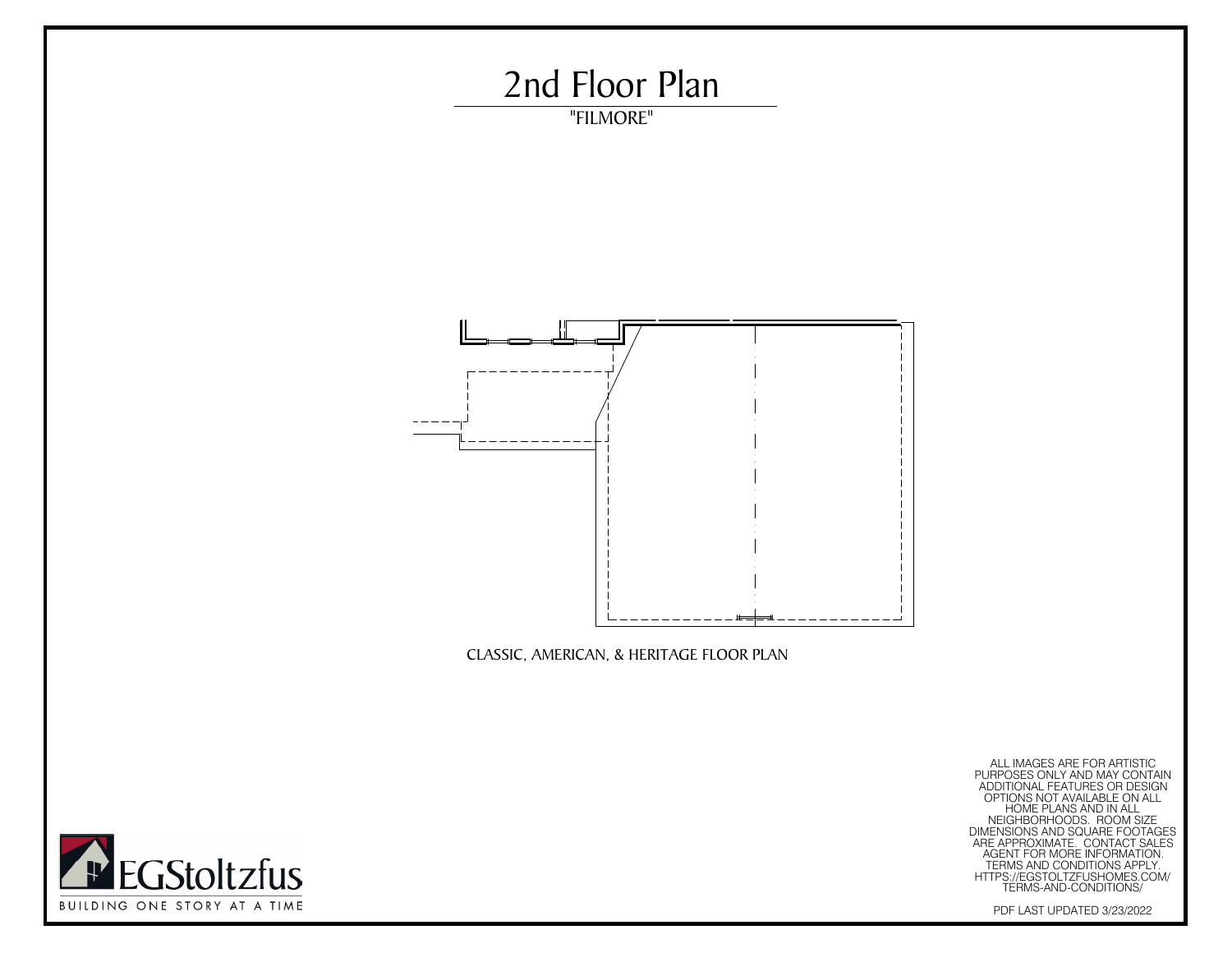# 2nd Floor Plan

"FILMORE"

CLASSIC, AMERICAN, & HERITAGE FLOOR PLAN

ALL IMAGES ARE FOR ARTISTIC PURPOSES ONLY AND MAY CONTAIN ADDITIONAL FEATURES OR DESIGN OPTIONS NOT AVAILABLE ON ALL HOME PLANS AND IN ALL NEIGHBORHOODS. ROOM SIZE DIMENSIONS AND SQUARE FOOTAGES ARE APPROXIMATE. CONTACT SALES AGENT FOR MORE INFORMATION. TERMS AND CONDITIONS APPLY. HTTPS://EGSTOLTZFUSHOMES.COM/TERMS-AND-CONDITIONS/

PDF LAST UPDATED 3/23/2022

EGStoltzfus

BUILDING ONE STORY AT A TIME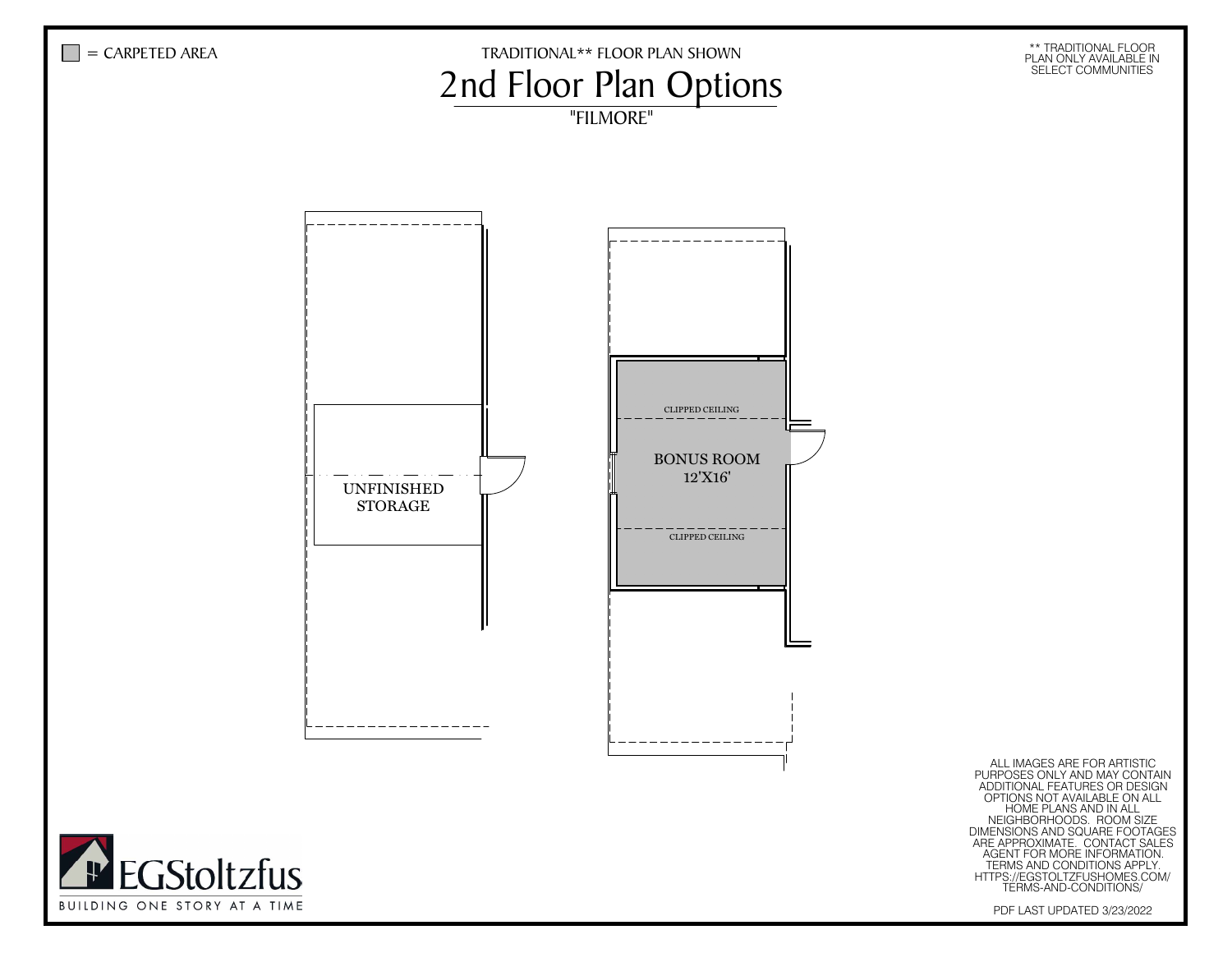■ = CARPETED AREA

TRADITIONAL** FLOOR PLAN SHOWN

# 2nd Floor Plan Options

"FILMORE"

** TRADITIONAL FLOOR PLAN ONLY AVAILABLE IN SELECT COMMUNITIES

UNFINISHED STORAGE

CLIPPED CEILING

BONUS ROOM
12'X16'

CLIPPED CEILING

EGStoltzfus
BUILDING ONE STORY AT A TIME

ALL IMAGES ARE FOR ARTISTIC PURPOSES ONLY AND MAY CONTAIN ADDITIONAL FEATURES OR DESIGN OPTIONS NOT AVAILABLE ON ALL HOME PLANS AND IN ALL NEIGHBORHOODS. ROOM SIZE DIMENSIONS AND SQUARE FOOTAGES ARE APPROXIMATE. CONTACT SALES AGENT FOR MORE INFORMATION. TERMS AND CONDITIONS APPLY. HTTPS://EGSTOLTZFUSHOMES.COM/TERMS-AND-CONDITIONS/

PDF LAST UPDATED 3/23/2022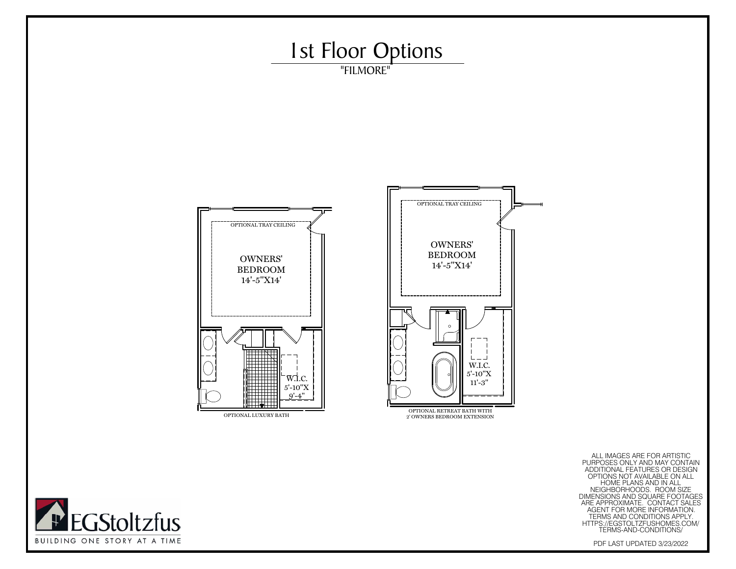# 1st Floor Options

"FILMORE"

OPTIONAL TRAY CEILING

OWNERS' BEDROOM 14'-5"X14'

W.I.C. 5'-10"X 9'-4"

OPTIONAL LUXURY BATH

OPTIONAL TRAY CEILING

OWNERS' BEDROOM 14'-5"X14'

W.I.C. 5'-10"X 11'-3"

OPTIONAL RETREAT BATH WITH 2' OWNERS BEDROOM EXTENSION

ALL IMAGES ARE FOR ARTISTIC PURPOSES ONLY AND MAY CONTAIN ADDITIONAL FEATURES OR DESIGN OPTIONS NOT AVAILABLE ON ALL HOME PLANS AND IN ALL NEIGHBORHOODS. ROOM SIZE DIMENSIONS AND SQUARE FOOTAGES ARE APPROXIMATE. CONTACT SALES AGENT FOR MORE INFORMATION. TERMS AND CONDITIONS APPLY. HTTPS://EGSTOLTZFUSHOMES.COM/TERMS-AND-CONDITIONS/

EGStoltzfus

BUILDING ONE STORY AT A TIME

PDF LAST UPDATED 3/23/2022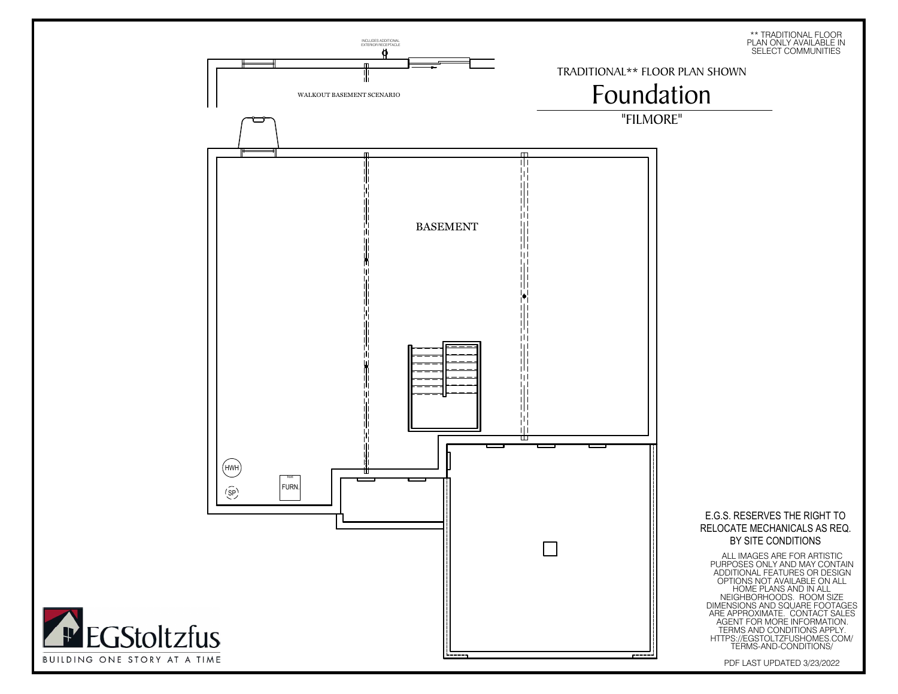** TRADITIONAL FLOOR PLAN ONLY AVAILABLE IN SELECT COMMUNITIES

TRADITIONAL** FLOOR PLAN SHOWN

# Foundation

"FILMORE"

INCLUDES ADDITIONAL EXTERIOR RECEPTACLE

WALKOUT BASEMENT SCENARIO

BASEMENT

HWH

SP

front

FURN.

E.G.S. RESERVES THE RIGHT TO RELOCATE MECHANICALS AS REQ. BY SITE CONDITIONS

ALL IMAGES ARE FOR ARTISTIC PURPOSES ONLY AND MAY CONTAIN ADDITIONAL FEATURES OR DESIGN OPTIONS NOT AVAILABLE ON ALL HOME PLANS AND IN ALL NEIGHBORHOODS. ROOM SIZE DIMENSIONS AND SQUARE FOOTAGES ARE APPROXIMATE. CONTACT SALES AGENT FOR MORE INFORMATION. TERMS AND CONDITIONS APPLY. HTTPS://EGSTOLTZFUSHOMES.COM/TERMS-AND-CONDITIONS/

PDF LAST UPDATED 3/23/2022

EGStoltzfus

BUILDING ONE STORY AT A TIME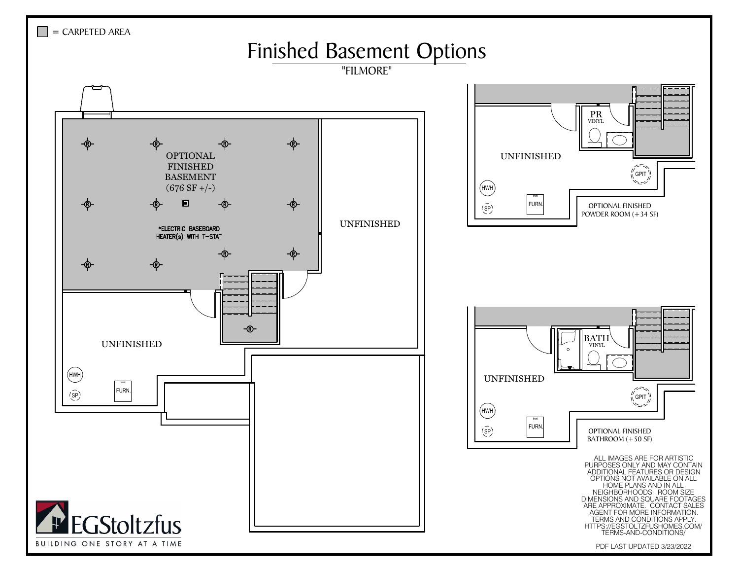= CARPETED AREA

# Finished Basement Options

"FILMORE"

OPTIONAL FINISHED BASEMENT (676 SF +/-)

*ELECTRIC BASEBOARD HEATER(s) WITH T-STAT

UNFINISHED

UNFINISHED

HWH

SP

FURN.

PR VINYL

UNFINISHED

GPIT

HWH

SP

FURN.

OPTIONAL FINISHED POWDER ROOM (+34 SF)

BATH VINYL

UNFINISHED

GPIT

HWH

SP

FURN.

OPTIONAL FINISHED BATHROOM (+50 SF)

ALL IMAGES ARE FOR ARTISTIC PURPOSES ONLY AND MAY CONTAIN ADDITIONAL FEATURES OR DESIGN OPTIONS NOT AVAILABLE ON ALL HOME PLANS AND IN ALL NEIGHBORHOODS. ROOM SIZE DIMENSIONS AND SQUARE FOOTAGES ARE APPROXIMATE. CONTACT SALES AGENT FOR MORE INFORMATION. TERMS AND CONDITIONS APPLY. HTTPS://EGSTOLTZFUSHOMES.COM/TERMS-AND-CONDITIONS/

EGStoltzfus

BUILDING ONE STORY AT A TIME

PDF LAST UPDATED 3/23/2022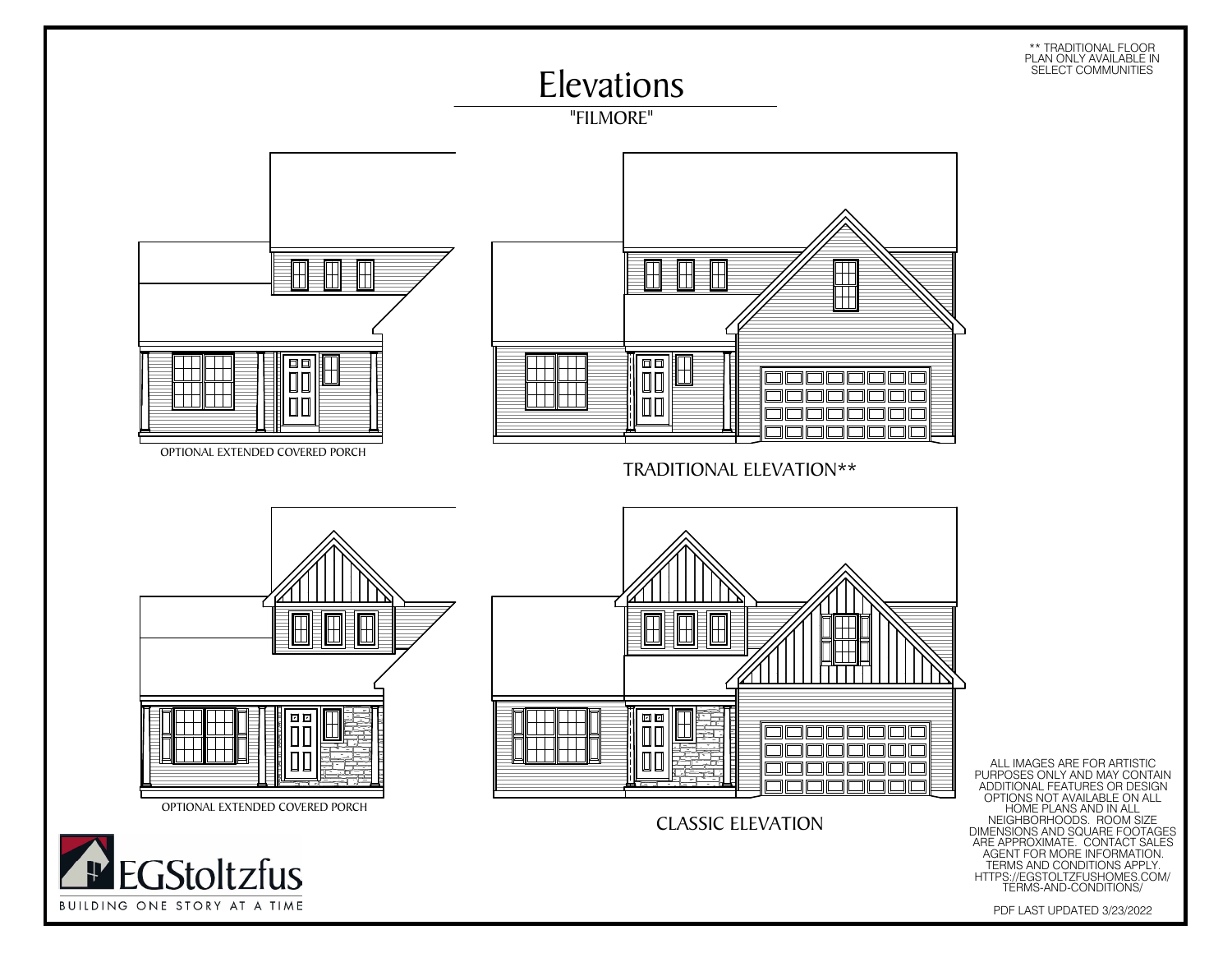** TRADITIONAL FLOOR PLAN ONLY AVAILABLE IN SELECT COMMUNITIES

# Elevations

"FILMORE"

OPTIONAL EXTENDED COVERED PORCH

TRADITIONAL ELEVATION**

OPTIONAL EXTENDED COVERED PORCH

CLASSIC ELEVATION

ALL IMAGES ARE FOR ARTISTIC PURPOSES ONLY AND MAY CONTAIN ADDITIONAL FEATURES OR DESIGN OPTIONS NOT AVAILABLE ON ALL HOME PLANS AND IN ALL NEIGHBORHOODS. ROOM SIZE DIMENSIONS AND SQUARE FOOTAGES ARE APPROXIMATE. CONTACT SALES AGENT FOR MORE INFORMATION. TERMS AND CONDITIONS APPLY. HTTPS://EGSTOLTZFUSHOMES.COM/TERMS-AND-CONDITIONS/

EGStoltzfus

BUILDING ONE STORY AT A TIME

PDF LAST UPDATED 3/23/2022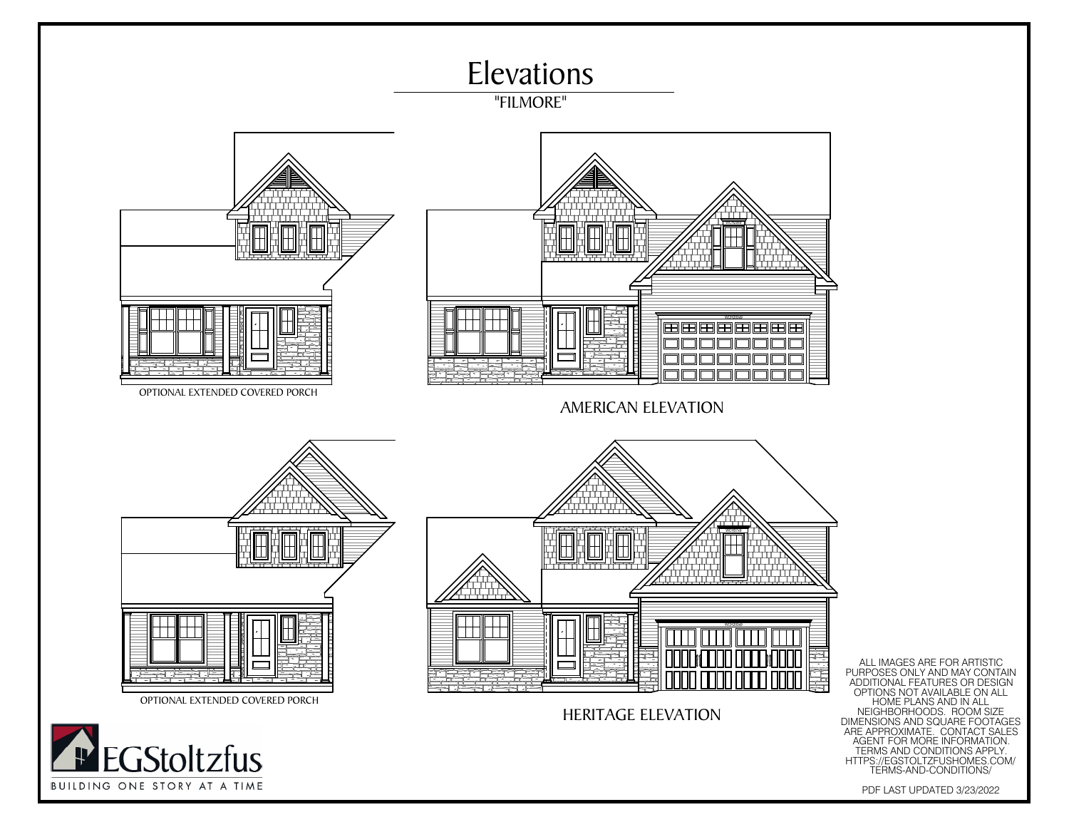# Elevations

"FILMORE"

OPTIONAL EXTENDED COVERED PORCH

AMERICAN ELEVATION

OPTIONAL EXTENDED COVERED PORCH

HERITAGE ELEVATION

ALL IMAGES ARE FOR ARTISTIC PURPOSES ONLY AND MAY CONTAIN ADDITIONAL FEATURES OR DESIGN OPTIONS NOT AVAILABLE ON ALL HOME PLANS AND IN ALL NEIGHBORHOODS. ROOM SIZE DIMENSIONS AND SQUARE FOOTAGES ARE APPROXIMATE. CONTACT SALES AGENT FOR MORE INFORMATION. TERMS AND CONDITIONS APPLY. HTTPS://EGSTOLTZFUSHOMES.COM/TERMS-AND-CONDITIONS/

EGStoltzfus

BUILDING ONE STORY AT A TIME

PDF LAST UPDATED 3/23/2022